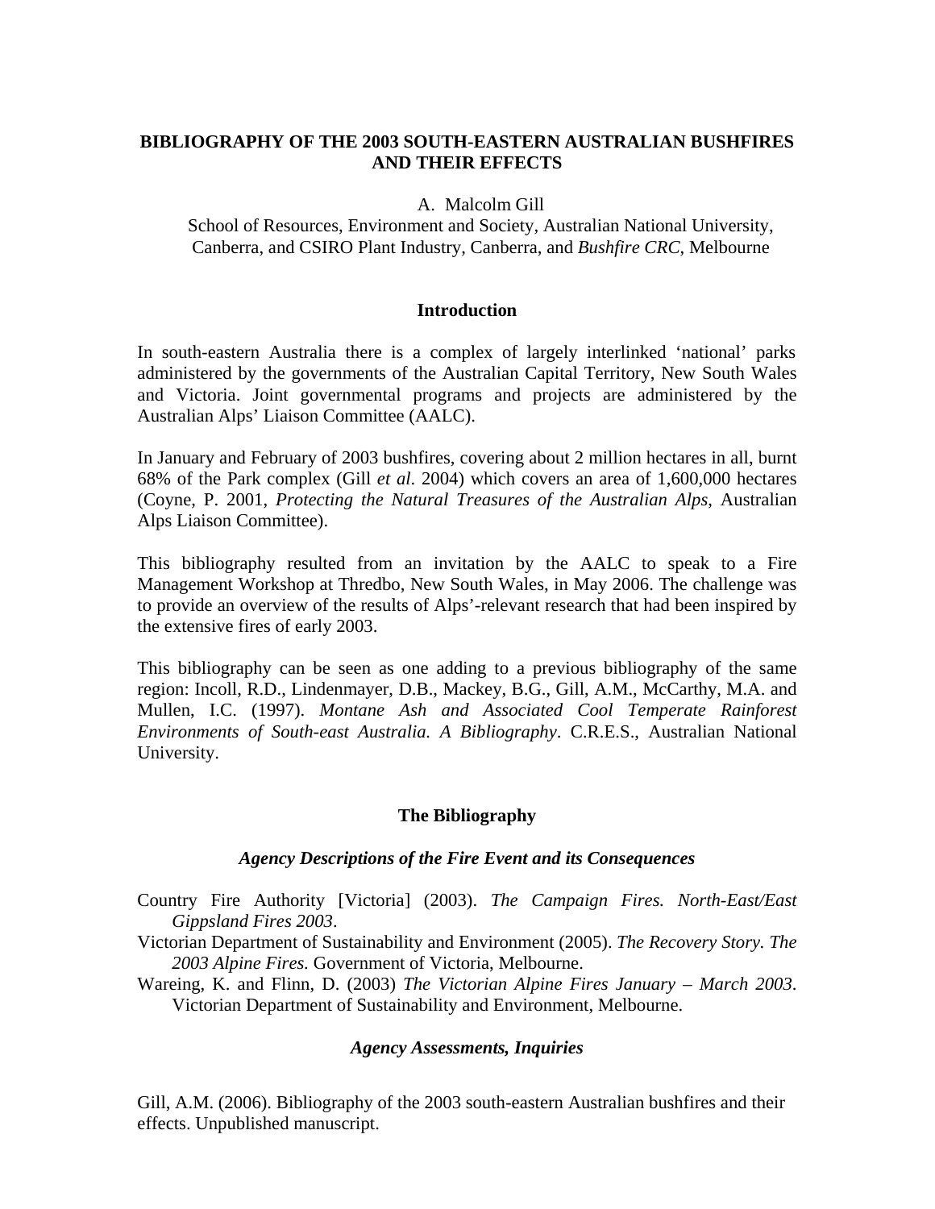# BIBLIOGRAPHY OF THE 2003 SOUTH-EASTERN AUSTRALIAN BUSHFIRES AND THEIR EFFECTS

A. Malcolm Gill

School of Resources, Environment and Society, Australian National University, Canberra, and CSIRO Plant Industry, Canberra, and *Bushfire CRC*, Melbourne

## Introduction

In south-eastern Australia there is a complex of largely interlinked 'national' parks administered by the governments of the Australian Capital Territory, New South Wales and Victoria. Joint governmental programs and projects are administered by the Australian Alps' Liaison Committee (AALC).

In January and February of 2003 bushfires, covering about 2 million hectares in all, burnt 68% of the Park complex (Gill *et al*. 2004) which covers an area of 1,600,000 hectares (Coyne, P. 2001, *Protecting the Natural Treasures of the Australian Alps,* Australian Alps Liaison Committee).

This bibliography resulted from an invitation by the AALC to speak to a Fire Management Workshop at Thredbo, New South Wales, in May 2006. The challenge was to provide an overview of the results of Alps'-relevant research that had been inspired by the extensive fires of early 2003.

This bibliography can be seen as one adding to a previous bibliography of the same region: Incoll, R.D., Lindenmayer, D.B., Mackey, B.G., Gill, A.M., McCarthy, M.A. and Mullen, I.C. (1997). *Montane Ash and Associated Cool Temperate Rainforest Environments of South-east Australia. A Bibliography*. C.R.E.S., Australian National University.

## The Bibliography

### *Agency Descriptions of the Fire Event and its Consequences*

Country Fire Authority [Victoria] (2003). *The Campaign Fires. North-East/East Gippsland Fires 2003*.

Victorian Department of Sustainability and Environment (2005). *The Recovery Story. The 2003 Alpine Fires.* Government of Victoria, Melbourne.

Wareing, K. and Flinn, D. (2003) *The Victorian Alpine Fires January – March 2003*. Victorian Department of Sustainability and Environment, Melbourne.

### *Agency Assessments, Inquiries*

Gill, A.M. (2006). Bibliography of the 2003 south-eastern Australian bushfires and their effects. Unpublished manuscript.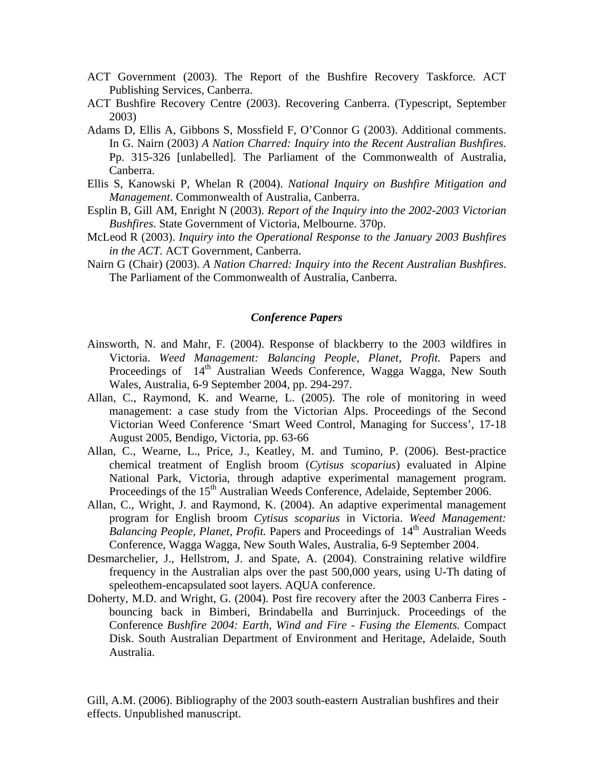ACT Government (2003). The Report of the Bushfire Recovery Taskforce. ACT Publishing Services, Canberra.

ACT Bushfire Recovery Centre (2003). Recovering Canberra. (Typescript, September 2003)

Adams D, Ellis A, Gibbons S, Mossfield F, O'Connor G (2003). Additional comments. In G. Nairn (2003) *A Nation Charred: Inquiry into the Recent Australian Bushfires*. Pp. 315-326 [unlabelled]. The Parliament of the Commonwealth of Australia, Canberra.

Ellis S, Kanowski P, Whelan R (2004). *National Inquiry on Bushfire Mitigation and Management*. Commonwealth of Australia, Canberra.

Esplin B, Gill AM, Enright N (2003). *Report of the Inquiry into the 2002-2003 Victorian Bushfires*. State Government of Victoria, Melbourne. 370p.

McLeod R (2003). *Inquiry into the Operational Response to the January 2003 Bushfires in the ACT*. ACT Government, Canberra.

Nairn G (Chair) (2003). *A Nation Charred: Inquiry into the Recent Australian Bushfires*. The Parliament of the Commonwealth of Australia, Canberra.

### *Conference Papers*

Ainsworth, N. and Mahr, F. (2004). Response of blackberry to the 2003 wildfires in Victoria. *Weed Management: Balancing People, Planet, Profit.* Papers and Proceedings of 14th Australian Weeds Conference, Wagga Wagga, New South Wales, Australia, 6-9 September 2004, pp. 294-297.

Allan, C., Raymond, K. and Wearne, L. (2005). The role of monitoring in weed management: a case study from the Victorian Alps. Proceedings of the Second Victorian Weed Conference 'Smart Weed Control, Managing for Success', 17-18 August 2005, Bendigo, Victoria, pp. 63-66

Allan, C., Wearne, L., Price, J., Keatley, M. and Tumino, P. (2006). Best-practice chemical treatment of English broom (*Cytisus scoparius*) evaluated in Alpine National Park, Victoria, through adaptive experimental management program. Proceedings of the 15th Australian Weeds Conference, Adelaide, September 2006.

Allan, C., Wright, J. and Raymond, K. (2004). An adaptive experimental management program for English broom *Cytisus scoparius* in Victoria. *Weed Management: Balancing People, Planet, Profit.* Papers and Proceedings of 14th Australian Weeds Conference, Wagga Wagga, New South Wales, Australia, 6-9 September 2004.

Desmarchelier, J., Hellstrom, J. and Spate, A. (2004). Constraining relative wildfire frequency in the Australian alps over the past 500,000 years, using U-Th dating of speleothem-encapsulated soot layers. AQUA conference.

Doherty, M.D. and Wright, G. (2004). Post fire recovery after the 2003 Canberra Fires - bouncing back in Bimberi, Brindabella and Burrinjuck. Proceedings of the Conference *Bushfire 2004: Earth, Wind and Fire - Fusing the Elements.* Compact Disk. South Australian Department of Environment and Heritage, Adelaide, South Australia.

Gill, A.M. (2006). Bibliography of the 2003 south-eastern Australian bushfires and their effects. Unpublished manuscript.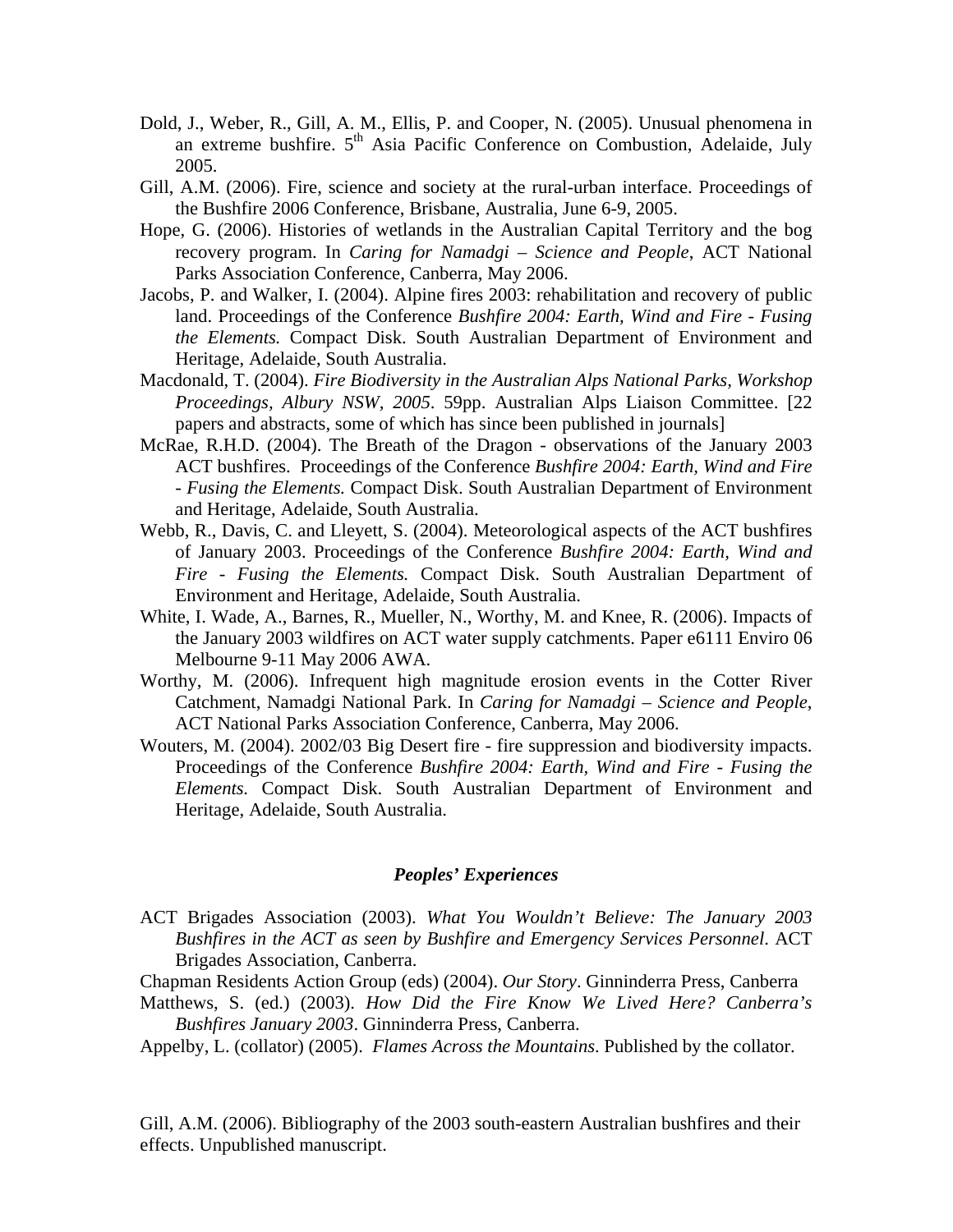Dold, J., Weber, R., Gill, A. M., Ellis, P. and Cooper, N. (2005). Unusual phenomena in an extreme bushfire. 5th Asia Pacific Conference on Combustion, Adelaide, July 2005.

Gill, A.M. (2006). Fire, science and society at the rural-urban interface. Proceedings of the Bushfire 2006 Conference, Brisbane, Australia, June 6-9, 2005.

Hope, G. (2006). Histories of wetlands in the Australian Capital Territory and the bog recovery program. In *Caring for Namadgi – Science and People*, ACT National Parks Association Conference, Canberra, May 2006.

Jacobs, P. and Walker, I. (2004). Alpine fires 2003: rehabilitation and recovery of public land. Proceedings of the Conference *Bushfire 2004: Earth, Wind and Fire - Fusing the Elements.* Compact Disk. South Australian Department of Environment and Heritage, Adelaide, South Australia.

Macdonald, T. (2004). *Fire Biodiversity in the Australian Alps National Parks, Workshop Proceedings, Albury NSW, 2005*. 59pp. Australian Alps Liaison Committee. [22 papers and abstracts, some of which has since been published in journals]

McRae, R.H.D. (2004). The Breath of the Dragon - observations of the January 2003 ACT bushfires. Proceedings of the Conference *Bushfire 2004: Earth, Wind and Fire - Fusing the Elements.* Compact Disk. South Australian Department of Environment and Heritage, Adelaide, South Australia.

Webb, R., Davis, C. and Lleyett, S. (2004). Meteorological aspects of the ACT bushfires of January 2003. Proceedings of the Conference *Bushfire 2004: Earth, Wind and Fire - Fusing the Elements.* Compact Disk. South Australian Department of Environment and Heritage, Adelaide, South Australia.

White, I. Wade, A., Barnes, R., Mueller, N., Worthy, M. and Knee, R. (2006). Impacts of the January 2003 wildfires on ACT water supply catchments. Paper e6111 Enviro 06 Melbourne 9-11 May 2006 AWA.

Worthy, M. (2006). Infrequent high magnitude erosion events in the Cotter River Catchment, Namadgi National Park. In *Caring for Namadgi – Science and People*, ACT National Parks Association Conference, Canberra, May 2006.

Wouters, M. (2004). 2002/03 Big Desert fire - fire suppression and biodiversity impacts. Proceedings of the Conference *Bushfire 2004: Earth, Wind and Fire - Fusing the Elements.* Compact Disk. South Australian Department of Environment and Heritage, Adelaide, South Australia.

### ***Peoples' Experiences***

ACT Brigades Association (2003). *What You Wouldn't Believe: The January 2003 Bushfires in the ACT as seen by Bushfire and Emergency Services Personnel*. ACT Brigades Association, Canberra.

Chapman Residents Action Group (eds) (2004). *Our Story*. Ginninderra Press, Canberra

Matthews, S. (ed.) (2003). *How Did the Fire Know We Lived Here? Canberra's Bushfires January 2003*. Ginninderra Press, Canberra.

Appelby, L. (collator) (2005). *Flames Across the Mountains*. Published by the collator.

Gill, A.M. (2006). Bibliography of the 2003 south-eastern Australian bushfires and their effects. Unpublished manuscript.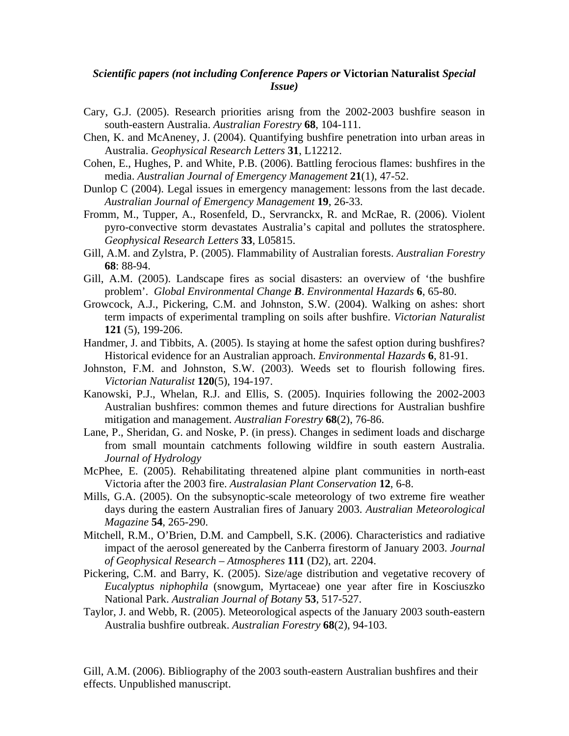### *Scientific papers (not including Conference Papers or* Victorian Naturalist *Special Issue)*

Cary, G.J. (2005). Research priorities arisng from the 2002-2003 bushfire season in south-eastern Australia. *Australian Forestry* **68**, 104-111.

Chen, K. and McAneney, J. (2004). Quantifying bushfire penetration into urban areas in Australia. *Geophysical Research Letters* **31**, L12212.

Cohen, E., Hughes, P. and White, P.B. (2006). Battling ferocious flames: bushfires in the media. *Australian Journal of Emergency Management* **21**(1), 47-52.

Dunlop C (2004). Legal issues in emergency management: lessons from the last decade. *Australian Journal of Emergency Management* **19**, 26-33.

Fromm, M., Tupper, A., Rosenfeld, D., Servranckx, R. and McRae, R. (2006). Violent pyro-convective storm devastates Australia's capital and pollutes the stratosphere. *Geophysical Research Letters* **33**, L05815.

Gill, A.M. and Zylstra, P. (2005). Flammability of Australian forests. *Australian Forestry* **68**: 88-94.

Gill, A.M. (2005). Landscape fires as social disasters: an overview of 'the bushfire problem'. *Global Environmental Change* ***B***. *Environmental Hazards* **6**, 65-80.

Growcock, A.J., Pickering, C.M. and Johnston, S.W. (2004). Walking on ashes: short term impacts of experimental trampling on soils after bushfire. *Victorian Naturalist* **121** (5), 199-206.

Handmer, J. and Tibbits, A. (2005). Is staying at home the safest option during bushfires? Historical evidence for an Australian approach. *Environmental Hazards* **6**, 81-91.

Johnston, F.M. and Johnston, S.W. (2003). Weeds set to flourish following fires. *Victorian Naturalist* **120**(5), 194-197.

Kanowski, P.J., Whelan, R.J. and Ellis, S. (2005). Inquiries following the 2002-2003 Australian bushfires: common themes and future directions for Australian bushfire mitigation and management. *Australian Forestry* **68**(2), 76-86.

Lane, P., Sheridan, G. and Noske, P. (in press). Changes in sediment loads and discharge from small mountain catchments following wildfire in south eastern Australia. *Journal of Hydrology*

McPhee, E. (2005). Rehabilitating threatened alpine plant communities in north-east Victoria after the 2003 fire. *Australasian Plant Conservation* **12**, 6-8.

Mills, G.A. (2005). On the subsynoptic-scale meteorology of two extreme fire weather days during the eastern Australian fires of January 2003. *Australian Meteorological Magazine* **54**, 265-290.

Mitchell, R.M., O'Brien, D.M. and Campbell, S.K. (2006). Characteristics and radiative impact of the aerosol genereated by the Canberra firestorm of January 2003. *Journal of Geophysical Research – Atmospheres* **111** (D2), art. 2204.

Pickering, C.M. and Barry, K. (2005). Size/age distribution and vegetative recovery of *Eucalyptus niphophila* (snowgum, Myrtaceae) one year after fire in Kosciuszko National Park. *Australian Journal of Botany* **53**, 517-527.

Taylor, J. and Webb, R. (2005). Meteorological aspects of the January 2003 south-eastern Australia bushfire outbreak. *Australian Forestry* **68**(2), 94-103.

Gill, A.M. (2006). Bibliography of the 2003 south-eastern Australian bushfires and their effects. Unpublished manuscript.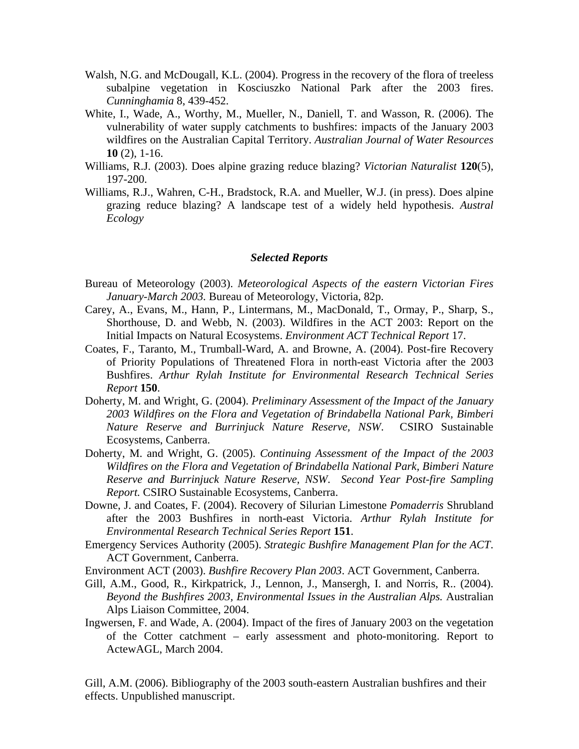Walsh, N.G. and McDougall, K.L. (2004). Progress in the recovery of the flora of treeless subalpine vegetation in Kosciuszko National Park after the 2003 fires. *Cunninghamia* 8, 439-452.

White, I., Wade, A., Worthy, M., Mueller, N., Daniell, T. and Wasson, R. (2006). The vulnerability of water supply catchments to bushfires: impacts of the January 2003 wildfires on the Australian Capital Territory. *Australian Journal of Water Resources* **10** (2), 1-16.

Williams, R.J. (2003). Does alpine grazing reduce blazing? *Victorian Naturalist* **120**(5), 197-200.

Williams, R.J., Wahren, C-H., Bradstock, R.A. and Mueller, W.J. (in press). Does alpine grazing reduce blazing? A landscape test of a widely held hypothesis. *Austral Ecology*

### *Selected Reports*

Bureau of Meteorology (2003). *Meteorological Aspects of the eastern Victorian Fires January-March 2003*. Bureau of Meteorology, Victoria, 82p.

Carey, A., Evans, M., Hann, P., Lintermans, M., MacDonald, T., Ormay, P., Sharp, S., Shorthouse, D. and Webb, N. (2003). Wildfires in the ACT 2003: Report on the Initial Impacts on Natural Ecosystems. *Environment ACT Technical Report* 17.

Coates, F., Taranto, M., Trumball-Ward, A. and Browne, A. (2004). Post-fire Recovery of Priority Populations of Threatened Flora in north-east Victoria after the 2003 Bushfires. *Arthur Rylah Institute for Environmental Research Technical Series Report* **150**.

Doherty, M. and Wright, G. (2004). *Preliminary Assessment of the Impact of the January 2003 Wildfires on the Flora and Vegetation of Brindabella National Park, Bimberi Nature Reserve and Burrinjuck Nature Reserve, NSW*. CSIRO Sustainable Ecosystems, Canberra.

Doherty, M. and Wright, G. (2005). *Continuing Assessment of the Impact of the 2003 Wildfires on the Flora and Vegetation of Brindabella National Park, Bimberi Nature Reserve and Burrinjuck Nature Reserve, NSW. Second Year Post-fire Sampling Report.* CSIRO Sustainable Ecosystems, Canberra.

Downe, J. and Coates, F. (2004). Recovery of Silurian Limestone *Pomaderris* Shrubland after the 2003 Bushfires in north-east Victoria. *Arthur Rylah Institute for Environmental Research Technical Series Report* **151**.

Emergency Services Authority (2005). *Strategic Bushfire Management Plan for the ACT*. ACT Government, Canberra.

Environment ACT (2003). *Bushfire Recovery Plan 2003*. ACT Government, Canberra.

Gill, A.M., Good, R., Kirkpatrick, J., Lennon, J., Mansergh, I. and Norris, R.. (2004). *Beyond the Bushfires 2003, Environmental Issues in the Australian Alps.* Australian Alps Liaison Committee, 2004.

Ingwersen, F. and Wade, A. (2004). Impact of the fires of January 2003 on the vegetation of the Cotter catchment – early assessment and photo-monitoring. Report to ActewAGL, March 2004.

Gill, A.M. (2006). Bibliography of the 2003 south-eastern Australian bushfires and their effects. Unpublished manuscript.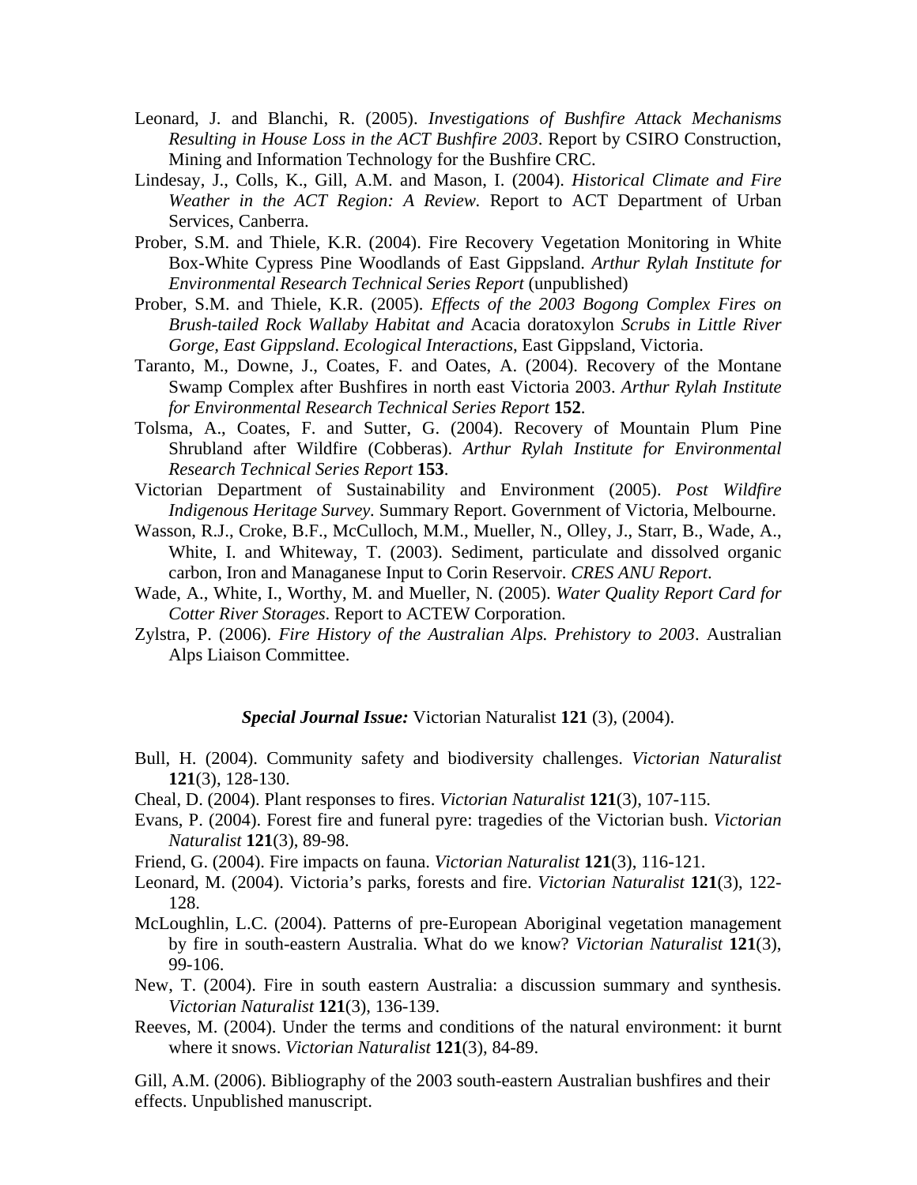Leonard, J. and Blanchi, R. (2005). *Investigations of Bushfire Attack Mechanisms Resulting in House Loss in the ACT Bushfire 2003*. Report by CSIRO Construction, Mining and Information Technology for the Bushfire CRC.

Lindesay, J., Colls, K., Gill, A.M. and Mason, I. (2004). *Historical Climate and Fire Weather in the ACT Region: A Review*. Report to ACT Department of Urban Services, Canberra.

Prober, S.M. and Thiele, K.R. (2004). Fire Recovery Vegetation Monitoring in White Box-White Cypress Pine Woodlands of East Gippsland. *Arthur Rylah Institute for Environmental Research Technical Series Report* (unpublished)

Prober, S.M. and Thiele, K.R. (2005). *Effects of the 2003 Bogong Complex Fires on Brush-tailed Rock Wallaby Habitat and* Acacia doratoxylon *Scrubs in Little River Gorge, East Gippsland*. *Ecological Interactions*, East Gippsland, Victoria.

Taranto, M., Downe, J., Coates, F. and Oates, A. (2004). Recovery of the Montane Swamp Complex after Bushfires in north east Victoria 2003. *Arthur Rylah Institute for Environmental Research Technical Series Report* **152**.

Tolsma, A., Coates, F. and Sutter, G. (2004). Recovery of Mountain Plum Pine Shrubland after Wildfire (Cobberas). *Arthur Rylah Institute for Environmental Research Technical Series Report* **153**.

Victorian Department of Sustainability and Environment (2005). *Post Wildfire Indigenous Heritage Survey*. Summary Report. Government of Victoria, Melbourne.

Wasson, R.J., Croke, B.F., McCulloch, M.M., Mueller, N., Olley, J., Starr, B., Wade, A., White, I. and Whiteway, T. (2003). Sediment, particulate and dissolved organic carbon, Iron and Managanese Input to Corin Reservoir. *CRES ANU Report*.

Wade, A., White, I., Worthy, M. and Mueller, N. (2005). *Water Quality Report Card for Cotter River Storages*. Report to ACTEW Corporation.

Zylstra, P. (2006). *Fire History of the Australian Alps. Prehistory to 2003*. Australian Alps Liaison Committee.

***Special Journal Issue:*** Victorian Naturalist **121** (3), (2004).

Bull, H. (2004). Community safety and biodiversity challenges. *Victorian Naturalist* **121**(3), 128-130.

Cheal, D. (2004). Plant responses to fires. *Victorian Naturalist* **121**(3), 107-115.

Evans, P. (2004). Forest fire and funeral pyre: tragedies of the Victorian bush. *Victorian Naturalist* **121**(3), 89-98.

Friend, G. (2004). Fire impacts on fauna. *Victorian Naturalist* **121**(3), 116-121.

Leonard, M. (2004). Victoria's parks, forests and fire. *Victorian Naturalist* **121**(3), 122-128.

McLoughlin, L.C. (2004). Patterns of pre-European Aboriginal vegetation management by fire in south-eastern Australia. What do we know? *Victorian Naturalist* **121**(3), 99-106.

New, T. (2004). Fire in south eastern Australia: a discussion summary and synthesis. *Victorian Naturalist* **121**(3), 136-139.

Reeves, M. (2004). Under the terms and conditions of the natural environment: it burnt where it snows. *Victorian Naturalist* **121**(3), 84-89.

Gill, A.M. (2006). Bibliography of the 2003 south-eastern Australian bushfires and their effects. Unpublished manuscript.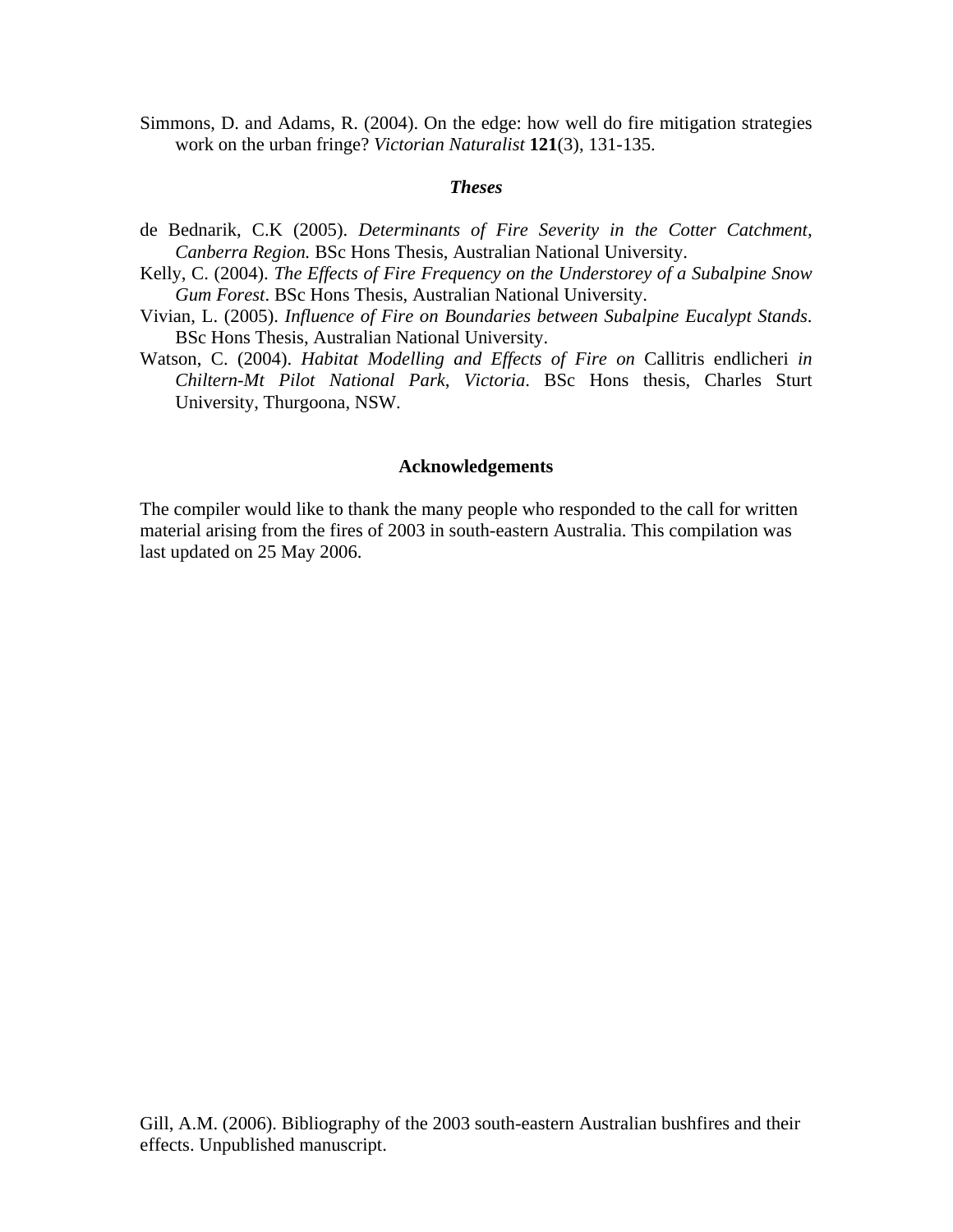Simmons, D. and Adams, R. (2004). On the edge: how well do fire mitigation strategies work on the urban fringe? *Victorian Naturalist* **121**(3), 131-135.

### *Theses*

de Bednarik, C.K (2005). *Determinants of Fire Severity in the Cotter Catchment, Canberra Region.* BSc Hons Thesis, Australian National University.

Kelly, C. (2004). *The Effects of Fire Frequency on the Understorey of a Subalpine Snow Gum Forest*. BSc Hons Thesis, Australian National University.

Vivian, L. (2005). *Influence of Fire on Boundaries between Subalpine Eucalypt Stands*. BSc Hons Thesis, Australian National University.

Watson, C. (2004). *Habitat Modelling and Effects of Fire on* Callitris endlicheri *in Chiltern-Mt Pilot National Park, Victoria*. BSc Hons thesis, Charles Sturt University, Thurgoona, NSW.

## Acknowledgements

The compiler would like to thank the many people who responded to the call for written material arising from the fires of 2003 in south-eastern Australia. This compilation was last updated on 25 May 2006.

Gill, A.M. (2006). Bibliography of the 2003 south-eastern Australian bushfires and their effects. Unpublished manuscript.